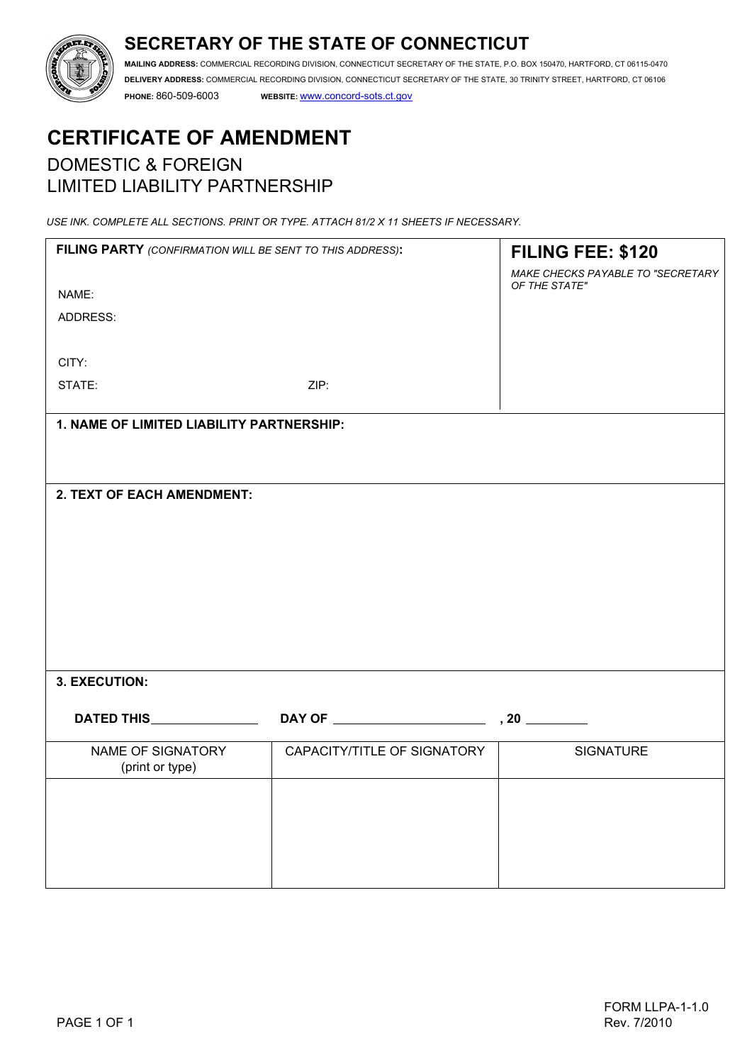# SECRETARY OF THE STATE OF CONNECTICUT

**MAILING ADDRESS:** COMMERCIAL RECORDING DIVISION, CONNECTICUT SECRETARY OF THE STATE, P.O. BOX 150470, HARTFORD, CT 06115-0470
**DELIVERY ADDRESS:** COMMERCIAL RECORDING DIVISION, CONNECTICUT SECRETARY OF THE STATE, 30 TRINITY STREET, HARTFORD, CT 06106
**PHONE:** 860-509-6003 **WEBSITE:** www.concord-sots.ct.gov

# CERTIFICATE OF AMENDMENT

## DOMESTIC & FOREIGN LIMITED LIABILITY PARTNERSHIP

*USE INK. COMPLETE ALL SECTIONS. PRINT OR TYPE. ATTACH 81/2 X 11 SHEETS IF NECESSARY.*

| **FILING PARTY** *(CONFIRMATION WILL BE SENT TO THIS ADDRESS)***:** | **FILING FEE: $120** |
|---|---|
| NAME:<br>ADDRESS:<br><br>CITY:<br>STATE: ZIP: | *MAKE CHECKS PAYABLE TO "SECRETARY OF THE STATE"* |

**1. NAME OF LIMITED LIABILITY PARTNERSHIP:**

**2. TEXT OF EACH AMENDMENT:**

**3. EXECUTION:**

**DATED THIS** ______________ **DAY OF** ____________________ **, 20** ________

| NAME OF SIGNATORY (print or type) | CAPACITY/TITLE OF SIGNATORY | SIGNATURE |
|---|---|---|
| | | |

FORM LLPA-1-1.0
Rev. 7/2010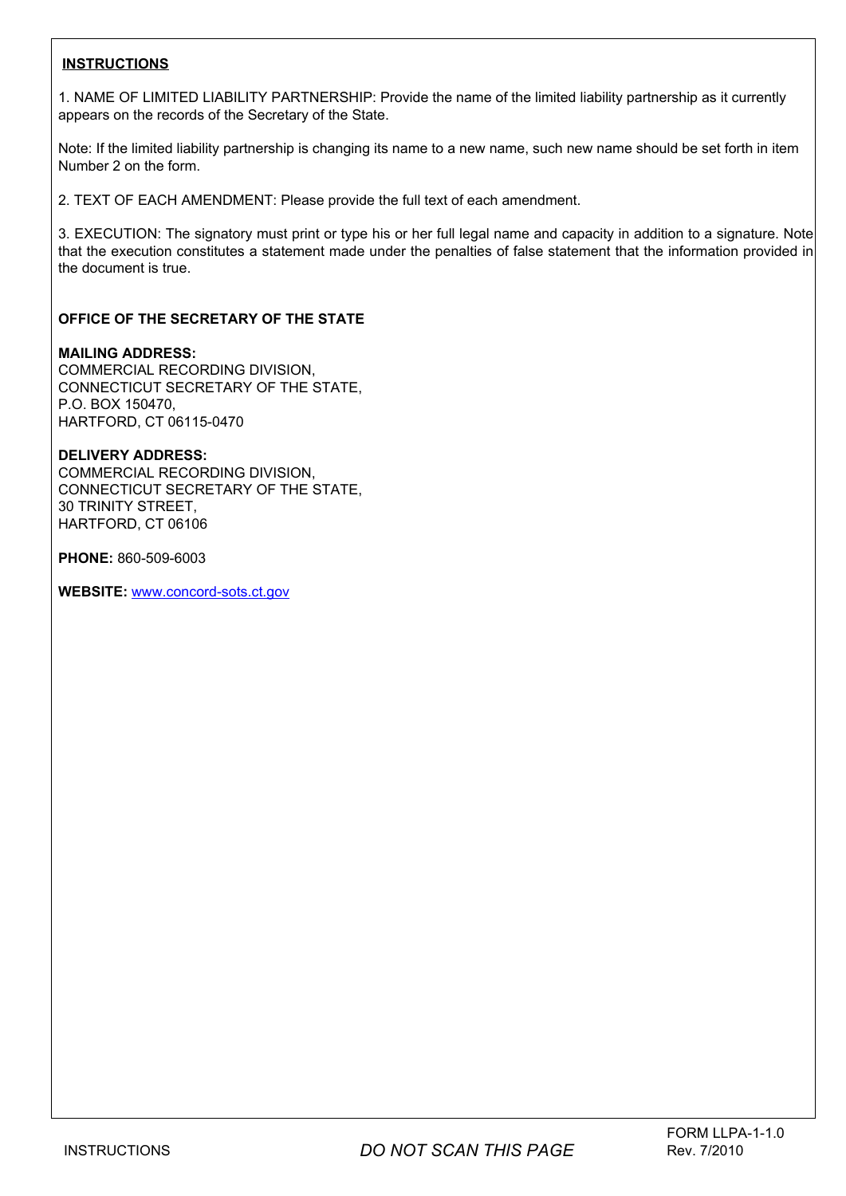**INSTRUCTIONS**

1. NAME OF LIMITED LIABILITY PARTNERSHIP: Provide the name of the limited liability partnership as it currently appears on the records of the Secretary of the State.

Note: If the limited liability partnership is changing its name to a new name, such new name should be set forth in item Number 2 on the form.

2. TEXT OF EACH AMENDMENT: Please provide the full text of each amendment.

3. EXECUTION: The signatory must print or type his or her full legal name and capacity in addition to a signature. Note that the execution constitutes a statement made under the penalties of false statement that the information provided in the document is true.

**OFFICE OF THE SECRETARY OF THE STATE**

**MAILING ADDRESS:**
COMMERCIAL RECORDING DIVISION,
CONNECTICUT SECRETARY OF THE STATE,
P.O. BOX 150470,
HARTFORD, CT 06115-0470

**DELIVERY ADDRESS:**
COMMERCIAL RECORDING DIVISION,
CONNECTICUT SECRETARY OF THE STATE,
30 TRINITY STREET,
HARTFORD, CT 06106

**PHONE:** 860-509-6003

**WEBSITE:** www.concord-sots.ct.gov

INSTRUCTIONS

*DO NOT SCAN THIS PAGE*

FORM LLPA-1-1.0
Rev. 7/2010